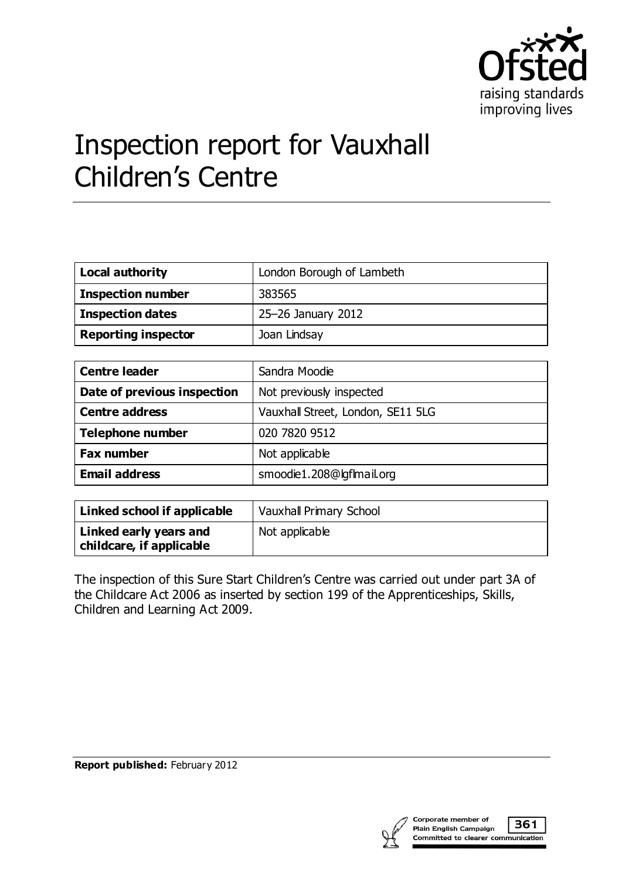# Inspection report for Vauxhall Children's Centre

| | |
|---|---|
| **Local authority** | London Borough of Lambeth |
| **Inspection number** | 383565 |
| **Inspection dates** | 25–26 January 2012 |
| **Reporting inspector** | Joan Lindsay |

| | |
|---|---|
| **Centre leader** | Sandra Moodie |
| **Date of previous inspection** | Not previously inspected |
| **Centre address** | Vauxhall Street, London, SE11 5LG |
| **Telephone number** | 020 7820 9512 |
| **Fax number** | Not applicable |
| **Email address** | smoodie1.208@lgflmail.org |

| | |
|---|---|
| **Linked school if applicable** | Vauxhall Primary School |
| **Linked early years and childcare, if applicable** | Not applicable |

The inspection of this Sure Start Children's Centre was carried out under part 3A of the Childcare Act 2006 as inserted by section 199 of the Apprenticeships, Skills, Children and Learning Act 2009.

**Report published:** February 2012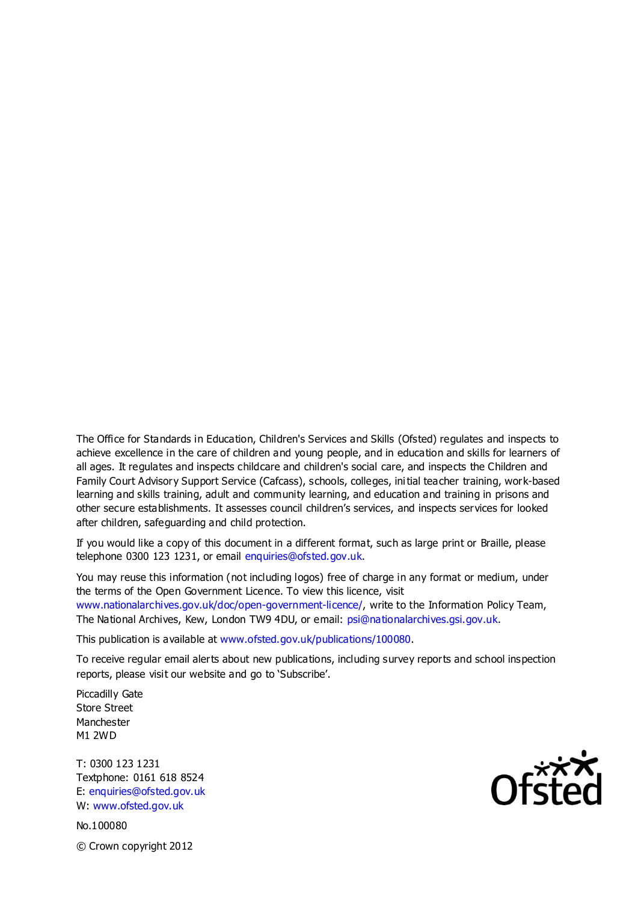The Office for Standards in Education, Children's Services and Skills (Ofsted) regulates and inspects to achieve excellence in the care of children and young people, and in education and skills for learners of all ages. It regulates and inspects childcare and children's social care, and inspects the Children and Family Court Advisory Support Service (Cafcass), schools, colleges, initial teacher training, work-based learning and skills training, adult and community learning, and education and training in prisons and other secure establishments. It assesses council children's services, and inspects services for looked after children, safeguarding and child protection.

If you would like a copy of this document in a different format, such as large print or Braille, please telephone 0300 123 1231, or email enquiries@ofsted.gov.uk.

You may reuse this information (not including logos) free of charge in any format or medium, under the terms of the Open Government Licence. To view this licence, visit www.nationalarchives.gov.uk/doc/open-government-licence/, write to the Information Policy Team, The National Archives, Kew, London TW9 4DU, or email: psi@nationalarchives.gsi.gov.uk.

This publication is available at www.ofsted.gov.uk/publications/100080.

To receive regular email alerts about new publications, including survey reports and school inspection reports, please visit our website and go to 'Subscribe'.

Piccadilly Gate
Store Street
Manchester
M1 2WD

T: 0300 123 1231
Textphone: 0161 618 8524
E: enquiries@ofsted.gov.uk
W: www.ofsted.gov.uk

No.100080

© Crown copyright 2012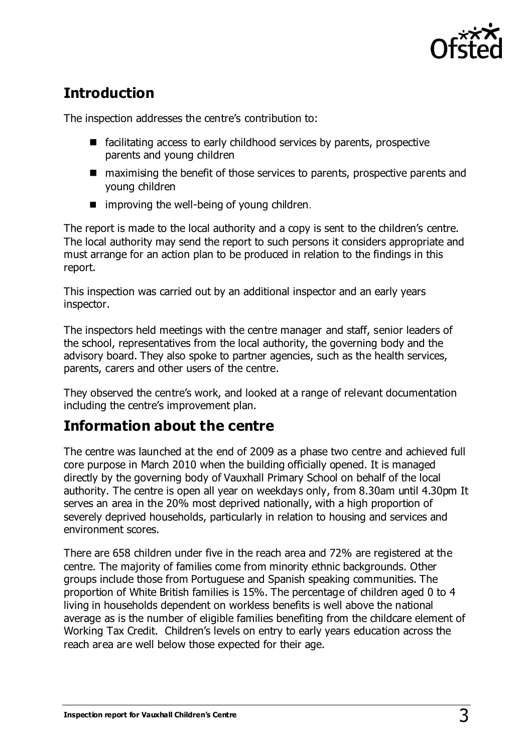## Introduction

The inspection addresses the centre's contribution to:

- facilitating access to early childhood services by parents, prospective parents and young children
- maximising the benefit of those services to parents, prospective parents and young children
- improving the well-being of young children.

The report is made to the local authority and a copy is sent to the children's centre. The local authority may send the report to such persons it considers appropriate and must arrange for an action plan to be produced in relation to the findings in this report.

This inspection was carried out by an additional inspector and an early years inspector.

The inspectors held meetings with the centre manager and staff, senior leaders of the school, representatives from the local authority, the governing body and the advisory board. They also spoke to partner agencies, such as the health services, parents, carers and other users of the centre.

They observed the centre's work, and looked at a range of relevant documentation including the centre's improvement plan.

## Information about the centre

The centre was launched at the end of 2009 as a phase two centre and achieved full core purpose in March 2010 when the building officially opened. It is managed directly by the governing body of Vauxhall Primary School on behalf of the local authority. The centre is open all year on weekdays only, from 8.30am until 4.30pm It serves an area in the 20% most deprived nationally, with a high proportion of severely deprived households, particularly in relation to housing and services and environment scores.

There are 658 children under five in the reach area and 72% are registered at the centre. The majority of families come from minority ethnic backgrounds. Other groups include those from Portuguese and Spanish speaking communities. The proportion of White British families is 15%. The percentage of children aged 0 to 4 living in households dependent on workless benefits is well above the national average as is the number of eligible families benefiting from the childcare element of Working Tax Credit. Children's levels on entry to early years education across the reach area are well below those expected for their age.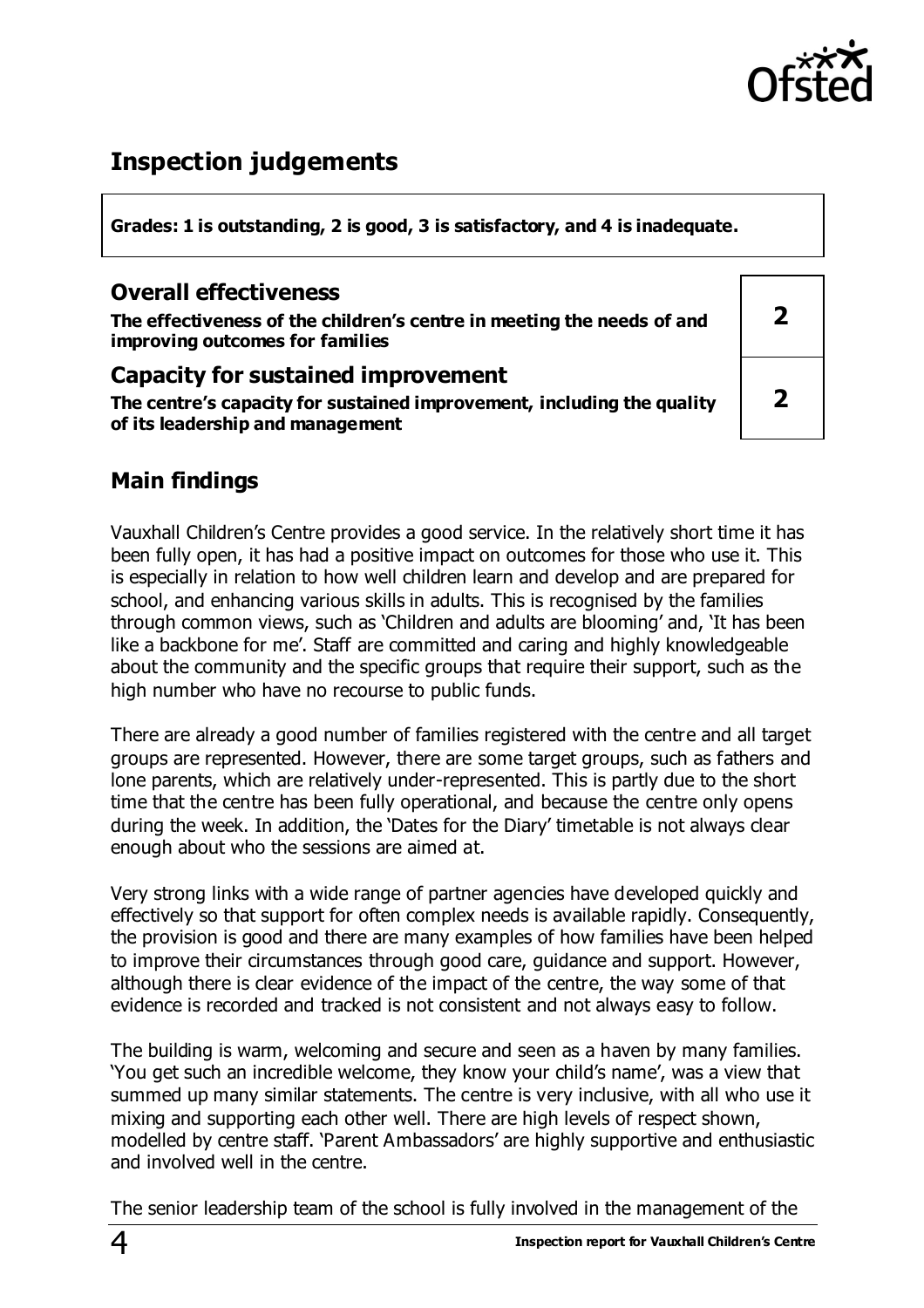## Inspection judgements

**Grades: 1 is outstanding, 2 is good, 3 is satisfactory, and 4 is inadequate.**

### Overall effectiveness

| | |
|---|---|
| **The effectiveness of the children's centre in meeting the needs of and improving outcomes for families** | **2** |

### Capacity for sustained improvement

| | |
|---|---|
| **The centre's capacity for sustained improvement, including the quality of its leadership and management** | **2** |

## Main findings

Vauxhall Children's Centre provides a good service. In the relatively short time it has been fully open, it has had a positive impact on outcomes for those who use it. This is especially in relation to how well children learn and develop and are prepared for school, and enhancing various skills in adults. This is recognised by the families through common views, such as 'Children and adults are blooming' and, 'It has been like a backbone for me'. Staff are committed and caring and highly knowledgeable about the community and the specific groups that require their support, such as the high number who have no recourse to public funds.

There are already a good number of families registered with the centre and all target groups are represented. However, there are some target groups, such as fathers and lone parents, which are relatively under-represented. This is partly due to the short time that the centre has been fully operational, and because the centre only opens during the week. In addition, the 'Dates for the Diary' timetable is not always clear enough about who the sessions are aimed at.

Very strong links with a wide range of partner agencies have developed quickly and effectively so that support for often complex needs is available rapidly. Consequently, the provision is good and there are many examples of how families have been helped to improve their circumstances through good care, guidance and support. However, although there is clear evidence of the impact of the centre, the way some of that evidence is recorded and tracked is not consistent and not always easy to follow.

The building is warm, welcoming and secure and seen as a haven by many families. 'You get such an incredible welcome, they know your child's name', was a view that summed up many similar statements. The centre is very inclusive, with all who use it mixing and supporting each other well. There are high levels of respect shown, modelled by centre staff. 'Parent Ambassadors' are highly supportive and enthusiastic and involved well in the centre.

The senior leadership team of the school is fully involved in the management of the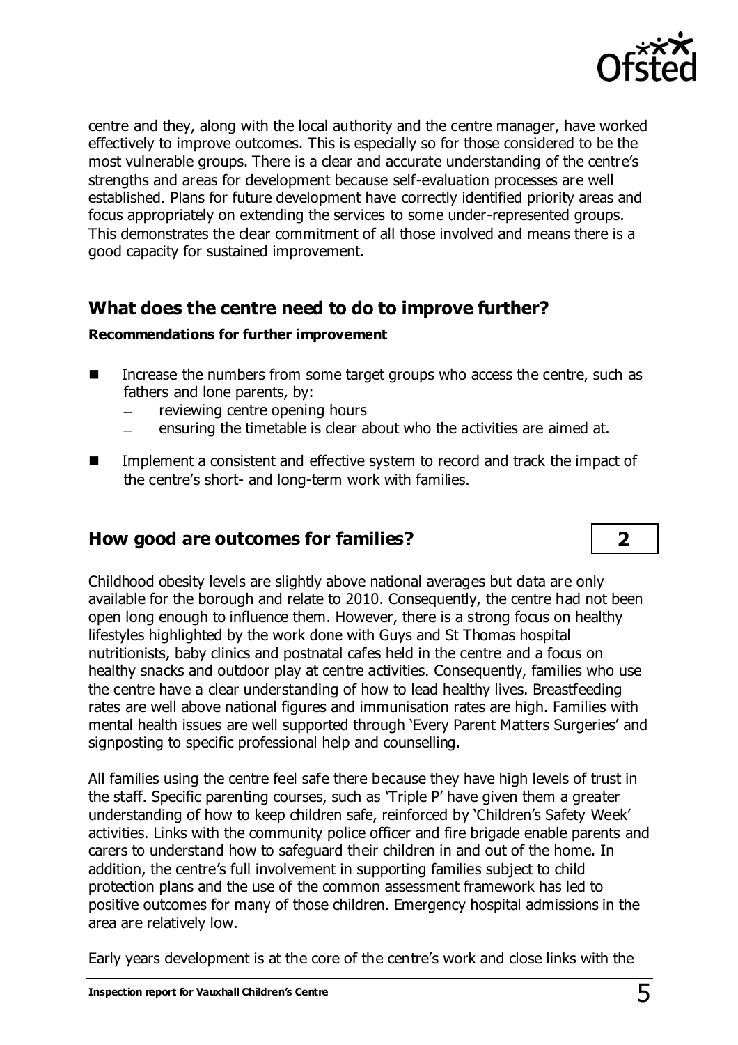centre and they, along with the local authority and the centre manager, have worked effectively to improve outcomes. This is especially so for those considered to be the most vulnerable groups. There is a clear and accurate understanding of the centre's strengths and areas for development because self-evaluation processes are well established. Plans for future development have correctly identified priority areas and focus appropriately on extending the services to some under-represented groups. This demonstrates the clear commitment of all those involved and means there is a good capacity for sustained improvement.

## What does the centre need to do to improve further?

**Recommendations for further improvement**

- Increase the numbers from some target groups who access the centre, such as fathers and lone parents, by:
  - reviewing centre opening hours
  - ensuring the timetable is clear about who the activities are aimed at.
- Implement a consistent and effective system to record and track the impact of the centre's short- and long-term work with families.

## How good are outcomes for families? **2**

Childhood obesity levels are slightly above national averages but data are only available for the borough and relate to 2010. Consequently, the centre had not been open long enough to influence them. However, there is a strong focus on healthy lifestyles highlighted by the work done with Guys and St Thomas hospital nutritionists, baby clinics and postnatal cafes held in the centre and a focus on healthy snacks and outdoor play at centre activities. Consequently, families who use the centre have a clear understanding of how to lead healthy lives. Breastfeeding rates are well above national figures and immunisation rates are high. Families with mental health issues are well supported through 'Every Parent Matters Surgeries' and signposting to specific professional help and counselling.

All families using the centre feel safe there because they have high levels of trust in the staff. Specific parenting courses, such as 'Triple P' have given them a greater understanding of how to keep children safe, reinforced by 'Children's Safety Week' activities. Links with the community police officer and fire brigade enable parents and carers to understand how to safeguard their children in and out of the home. In addition, the centre's full involvement in supporting families subject to child protection plans and the use of the common assessment framework has led to positive outcomes for many of those children. Emergency hospital admissions in the area are relatively low.

Early years development is at the core of the centre's work and close links with the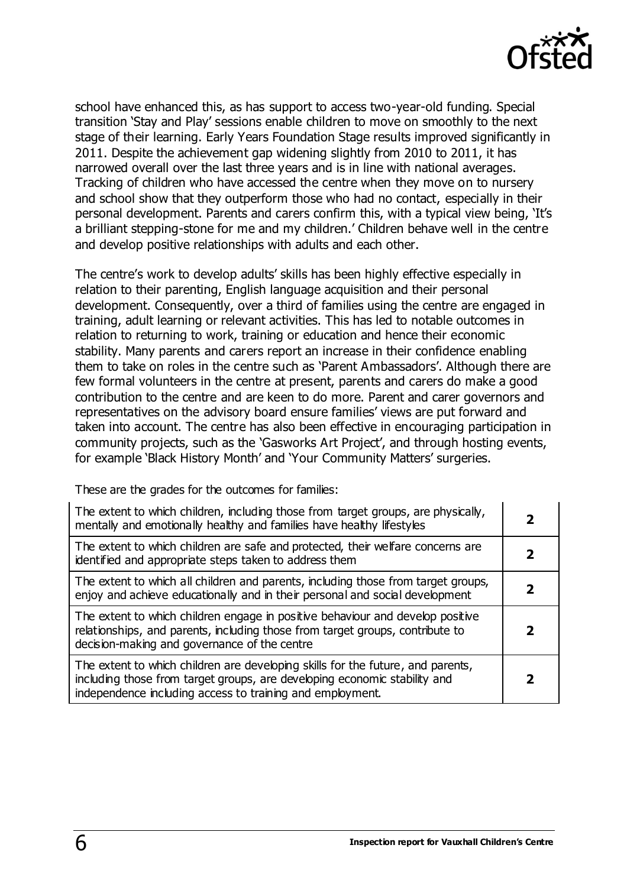school have enhanced this, as has support to access two-year-old funding. Special transition 'Stay and Play' sessions enable children to move on smoothly to the next stage of their learning. Early Years Foundation Stage results improved significantly in 2011. Despite the achievement gap widening slightly from 2010 to 2011, it has narrowed overall over the last three years and is in line with national averages. Tracking of children who have accessed the centre when they move on to nursery and school show that they outperform those who had no contact, especially in their personal development. Parents and carers confirm this, with a typical view being, 'It's a brilliant stepping-stone for me and my children.' Children behave well in the centre and develop positive relationships with adults and each other.

The centre's work to develop adults' skills has been highly effective especially in relation to their parenting, English language acquisition and their personal development. Consequently, over a third of families using the centre are engaged in training, adult learning or relevant activities. This has led to notable outcomes in relation to returning to work, training or education and hence their economic stability. Many parents and carers report an increase in their confidence enabling them to take on roles in the centre such as 'Parent Ambassadors'. Although there are few formal volunteers in the centre at present, parents and carers do make a good contribution to the centre and are keen to do more. Parent and carer governors and representatives on the advisory board ensure families' views are put forward and taken into account. The centre has also been effective in encouraging participation in community projects, such as the 'Gasworks Art Project', and through hosting events, for example 'Black History Month' and 'Your Community Matters' surgeries.

These are the grades for the outcomes for families:

| | |
|---|---|
| The extent to which children, including those from target groups, are physically, mentally and emotionally healthy and families have healthy lifestyles | **2** |
| The extent to which children are safe and protected, their welfare concerns are identified and appropriate steps taken to address them | **2** |
| The extent to which all children and parents, including those from target groups, enjoy and achieve educationally and in their personal and social development | **2** |
| The extent to which children engage in positive behaviour and develop positive relationships, and parents, including those from target groups, contribute to decision-making and governance of the centre | **2** |
| The extent to which children are developing skills for the future, and parents, including those from target groups, are developing economic stability and independence including access to training and employment. | **2** |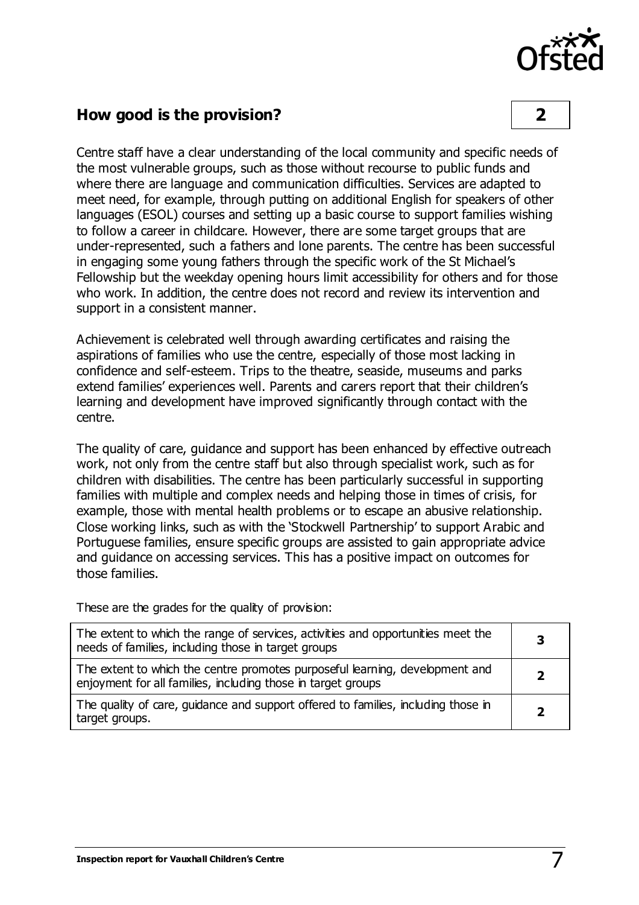## How good is the provision? 2

Centre staff have a clear understanding of the local community and specific needs of the most vulnerable groups, such as those without recourse to public funds and where there are language and communication difficulties. Services are adapted to meet need, for example, through putting on additional English for speakers of other languages (ESOL) courses and setting up a basic course to support families wishing to follow a career in childcare. However, there are some target groups that are under-represented, such a fathers and lone parents. The centre has been successful in engaging some young fathers through the specific work of the St Michael's Fellowship but the weekday opening hours limit accessibility for others and for those who work. In addition, the centre does not record and review its intervention and support in a consistent manner.

Achievement is celebrated well through awarding certificates and raising the aspirations of families who use the centre, especially of those most lacking in confidence and self-esteem. Trips to the theatre, seaside, museums and parks extend families' experiences well. Parents and carers report that their children's learning and development have improved significantly through contact with the centre.

The quality of care, guidance and support has been enhanced by effective outreach work, not only from the centre staff but also through specialist work, such as for children with disabilities. The centre has been particularly successful in supporting families with multiple and complex needs and helping those in times of crisis, for example, those with mental health problems or to escape an abusive relationship. Close working links, such as with the 'Stockwell Partnership' to support Arabic and Portuguese families, ensure specific groups are assisted to gain appropriate advice and guidance on accessing services. This has a positive impact on outcomes for those families.

These are the grades for the quality of provision:

| | |
|---|---|
| The extent to which the range of services, activities and opportunities meet the needs of families, including those in target groups | 3 |
| The extent to which the centre promotes purposeful learning, development and enjoyment for all families, including those in target groups | 2 |
| The quality of care, guidance and support offered to families, including those in target groups. | 2 |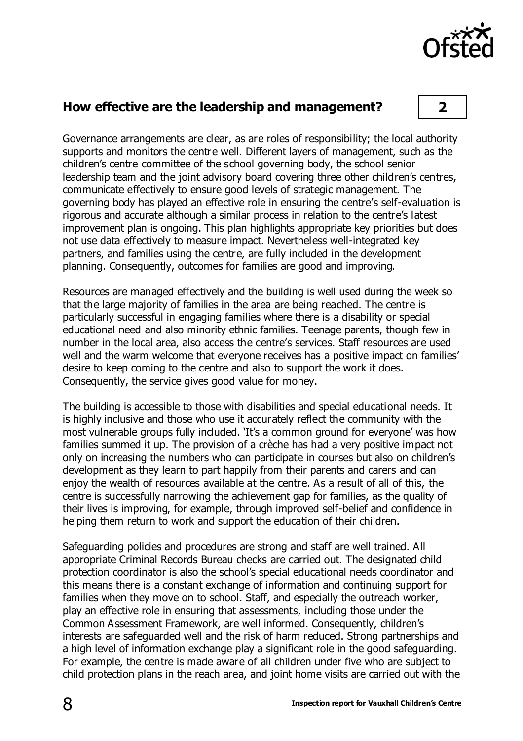## How effective are the leadership and management? 2

Governance arrangements are clear, as are roles of responsibility; the local authority supports and monitors the centre well. Different layers of management, such as the children's centre committee of the school governing body, the school senior leadership team and the joint advisory board covering three other children's centres, communicate effectively to ensure good levels of strategic management. The governing body has played an effective role in ensuring the centre's self-evaluation is rigorous and accurate although a similar process in relation to the centre's latest improvement plan is ongoing. This plan highlights appropriate key priorities but does not use data effectively to measure impact. Nevertheless well-integrated key partners, and families using the centre, are fully included in the development planning. Consequently, outcomes for families are good and improving.

Resources are managed effectively and the building is well used during the week so that the large majority of families in the area are being reached. The centre is particularly successful in engaging families where there is a disability or special educational need and also minority ethnic families. Teenage parents, though few in number in the local area, also access the centre's services. Staff resources are used well and the warm welcome that everyone receives has a positive impact on families' desire to keep coming to the centre and also to support the work it does. Consequently, the service gives good value for money.

The building is accessible to those with disabilities and special educational needs. It is highly inclusive and those who use it accurately reflect the community with the most vulnerable groups fully included. 'It's a common ground for everyone' was how families summed it up. The provision of a crèche has had a very positive impact not only on increasing the numbers who can participate in courses but also on children's development as they learn to part happily from their parents and carers and can enjoy the wealth of resources available at the centre. As a result of all of this, the centre is successfully narrowing the achievement gap for families, as the quality of their lives is improving, for example, through improved self-belief and confidence in helping them return to work and support the education of their children.

Safeguarding policies and procedures are strong and staff are well trained. All appropriate Criminal Records Bureau checks are carried out. The designated child protection coordinator is also the school's special educational needs coordinator and this means there is a constant exchange of information and continuing support for families when they move on to school. Staff, and especially the outreach worker, play an effective role in ensuring that assessments, including those under the Common Assessment Framework, are well informed. Consequently, children's interests are safeguarded well and the risk of harm reduced. Strong partnerships and a high level of information exchange play a significant role in the good safeguarding. For example, the centre is made aware of all children under five who are subject to child protection plans in the reach area, and joint home visits are carried out with the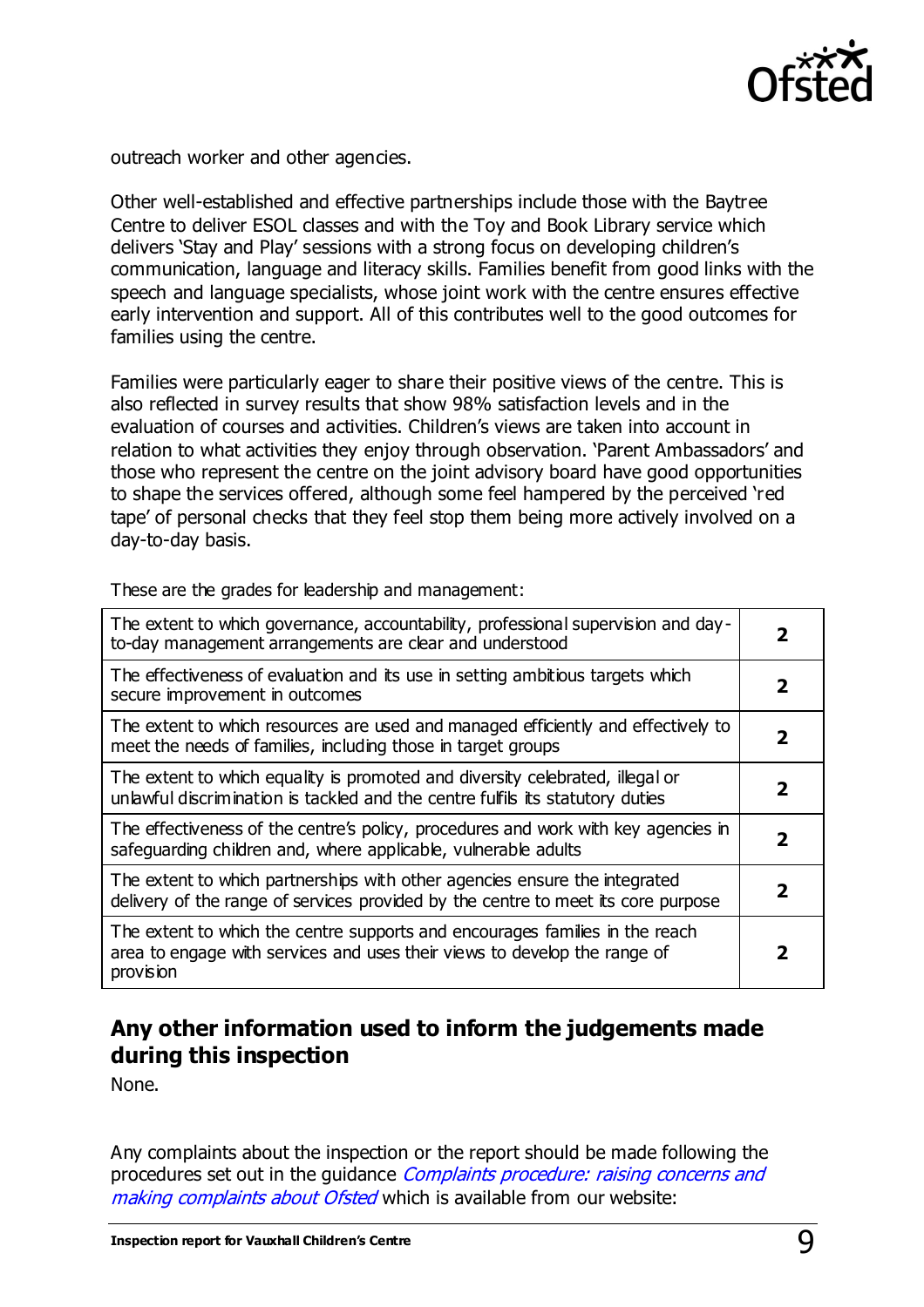outreach worker and other agencies.

Other well-established and effective partnerships include those with the Baytree Centre to deliver ESOL classes and with the Toy and Book Library service which delivers 'Stay and Play' sessions with a strong focus on developing children's communication, language and literacy skills. Families benefit from good links with the speech and language specialists, whose joint work with the centre ensures effective early intervention and support. All of this contributes well to the good outcomes for families using the centre.

Families were particularly eager to share their positive views of the centre. This is also reflected in survey results that show 98% satisfaction levels and in the evaluation of courses and activities. Children's views are taken into account in relation to what activities they enjoy through observation. 'Parent Ambassadors' and those who represent the centre on the joint advisory board have good opportunities to shape the services offered, although some feel hampered by the perceived 'red tape' of personal checks that they feel stop them being more actively involved on a day-to-day basis.

These are the grades for leadership and management:

| | |
|---|---|
| The extent to which governance, accountability, professional supervision and day-to-day management arrangements are clear and understood | **2** |
| The effectiveness of evaluation and its use in setting ambitious targets which secure improvement in outcomes | **2** |
| The extent to which resources are used and managed efficiently and effectively to meet the needs of families, including those in target groups | **2** |
| The extent to which equality is promoted and diversity celebrated, illegal or unlawful discrimination is tackled and the centre fulfils its statutory duties | **2** |
| The effectiveness of the centre's policy, procedures and work with key agencies in safeguarding children and, where applicable, vulnerable adults | **2** |
| The extent to which partnerships with other agencies ensure the integrated delivery of the range of services provided by the centre to meet its core purpose | **2** |
| The extent to which the centre supports and encourages families in the reach area to engage with services and uses their views to develop the range of provision | **2** |

## Any other information used to inform the judgements made during this inspection

None.

Any complaints about the inspection or the report should be made following the procedures set out in the guidance *Complaints procedure: raising concerns and making complaints about Ofsted* which is available from our website: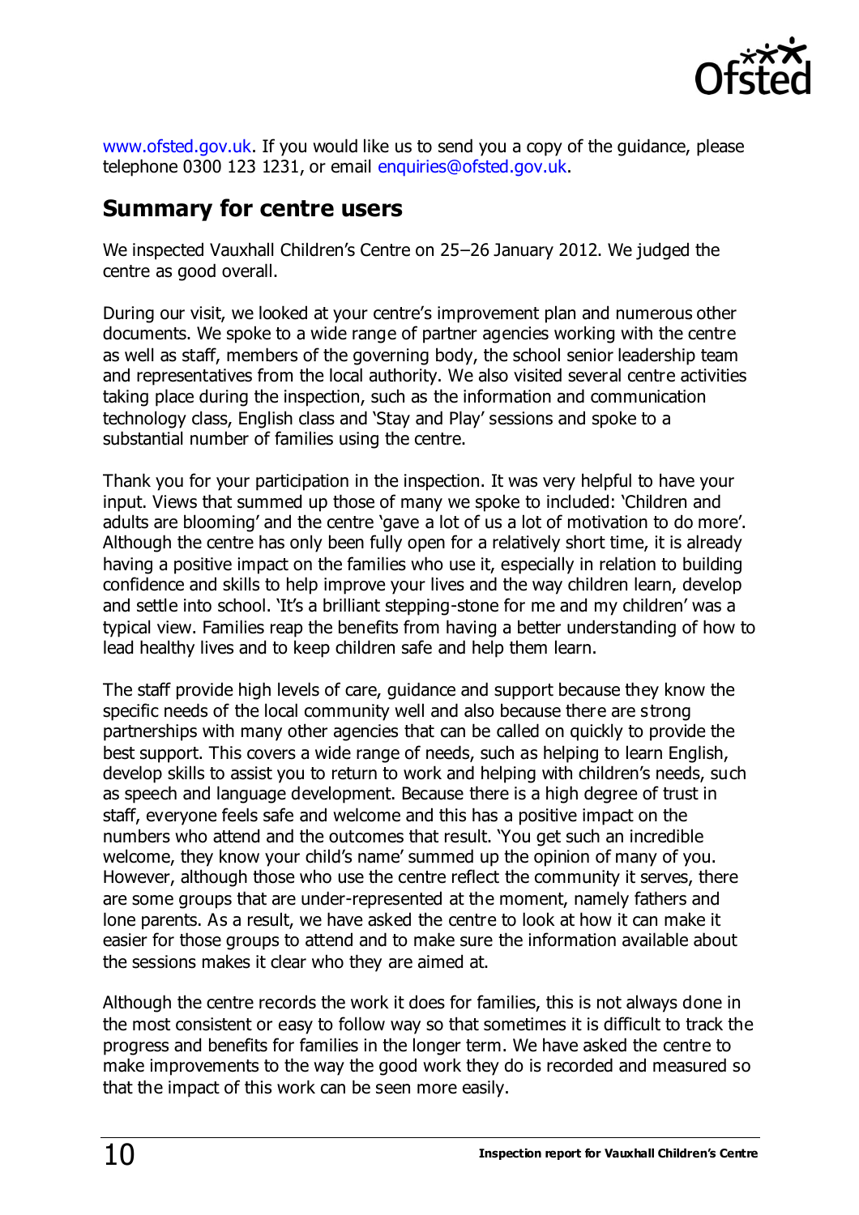www.ofsted.gov.uk. If you would like us to send you a copy of the guidance, please telephone 0300 123 1231, or email enquiries@ofsted.gov.uk.

## Summary for centre users

We inspected Vauxhall Children's Centre on 25–26 January 2012. We judged the centre as good overall.

During our visit, we looked at your centre's improvement plan and numerous other documents. We spoke to a wide range of partner agencies working with the centre as well as staff, members of the governing body, the school senior leadership team and representatives from the local authority. We also visited several centre activities taking place during the inspection, such as the information and communication technology class, English class and 'Stay and Play' sessions and spoke to a substantial number of families using the centre.

Thank you for your participation in the inspection. It was very helpful to have your input. Views that summed up those of many we spoke to included: 'Children and adults are blooming' and the centre 'gave a lot of us a lot of motivation to do more'. Although the centre has only been fully open for a relatively short time, it is already having a positive impact on the families who use it, especially in relation to building confidence and skills to help improve your lives and the way children learn, develop and settle into school. 'It's a brilliant stepping-stone for me and my children' was a typical view. Families reap the benefits from having a better understanding of how to lead healthy lives and to keep children safe and help them learn.

The staff provide high levels of care, guidance and support because they know the specific needs of the local community well and also because there are strong partnerships with many other agencies that can be called on quickly to provide the best support. This covers a wide range of needs, such as helping to learn English, develop skills to assist you to return to work and helping with children's needs, such as speech and language development. Because there is a high degree of trust in staff, everyone feels safe and welcome and this has a positive impact on the numbers who attend and the outcomes that result. 'You get such an incredible welcome, they know your child's name' summed up the opinion of many of you. However, although those who use the centre reflect the community it serves, there are some groups that are under-represented at the moment, namely fathers and lone parents. As a result, we have asked the centre to look at how it can make it easier for those groups to attend and to make sure the information available about the sessions makes it clear who they are aimed at.

Although the centre records the work it does for families, this is not always done in the most consistent or easy to follow way so that sometimes it is difficult to track the progress and benefits for families in the longer term. We have asked the centre to make improvements to the way the good work they do is recorded and measured so that the impact of this work can be seen more easily.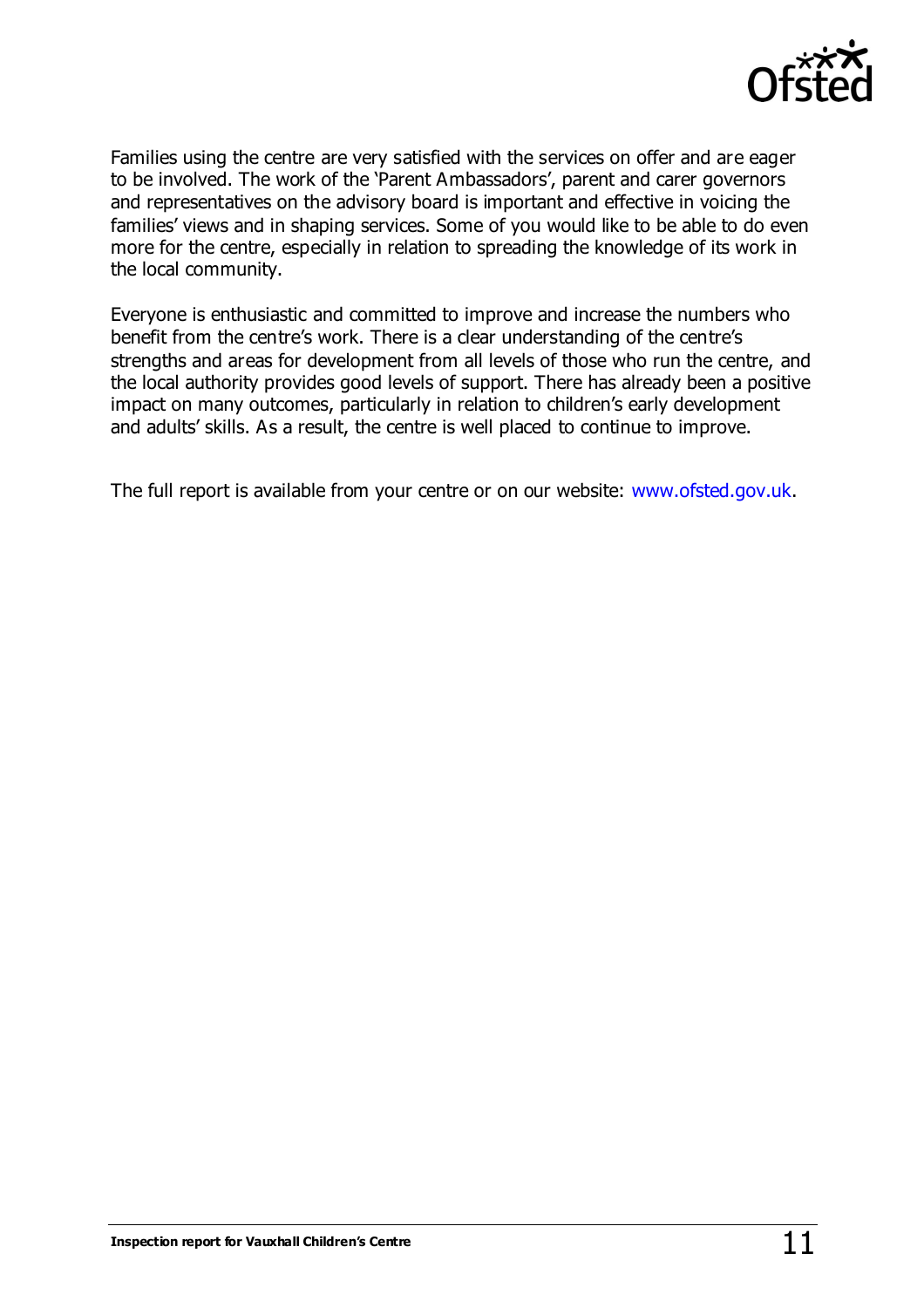Families using the centre are very satisfied with the services on offer and are eager to be involved. The work of the 'Parent Ambassadors', parent and carer governors and representatives on the advisory board is important and effective in voicing the families' views and in shaping services. Some of you would like to be able to do even more for the centre, especially in relation to spreading the knowledge of its work in the local community.

Everyone is enthusiastic and committed to improve and increase the numbers who benefit from the centre's work. There is a clear understanding of the centre's strengths and areas for development from all levels of those who run the centre, and the local authority provides good levels of support. There has already been a positive impact on many outcomes, particularly in relation to children's early development and adults' skills. As a result, the centre is well placed to continue to improve.

The full report is available from your centre or on our website: www.ofsted.gov.uk.